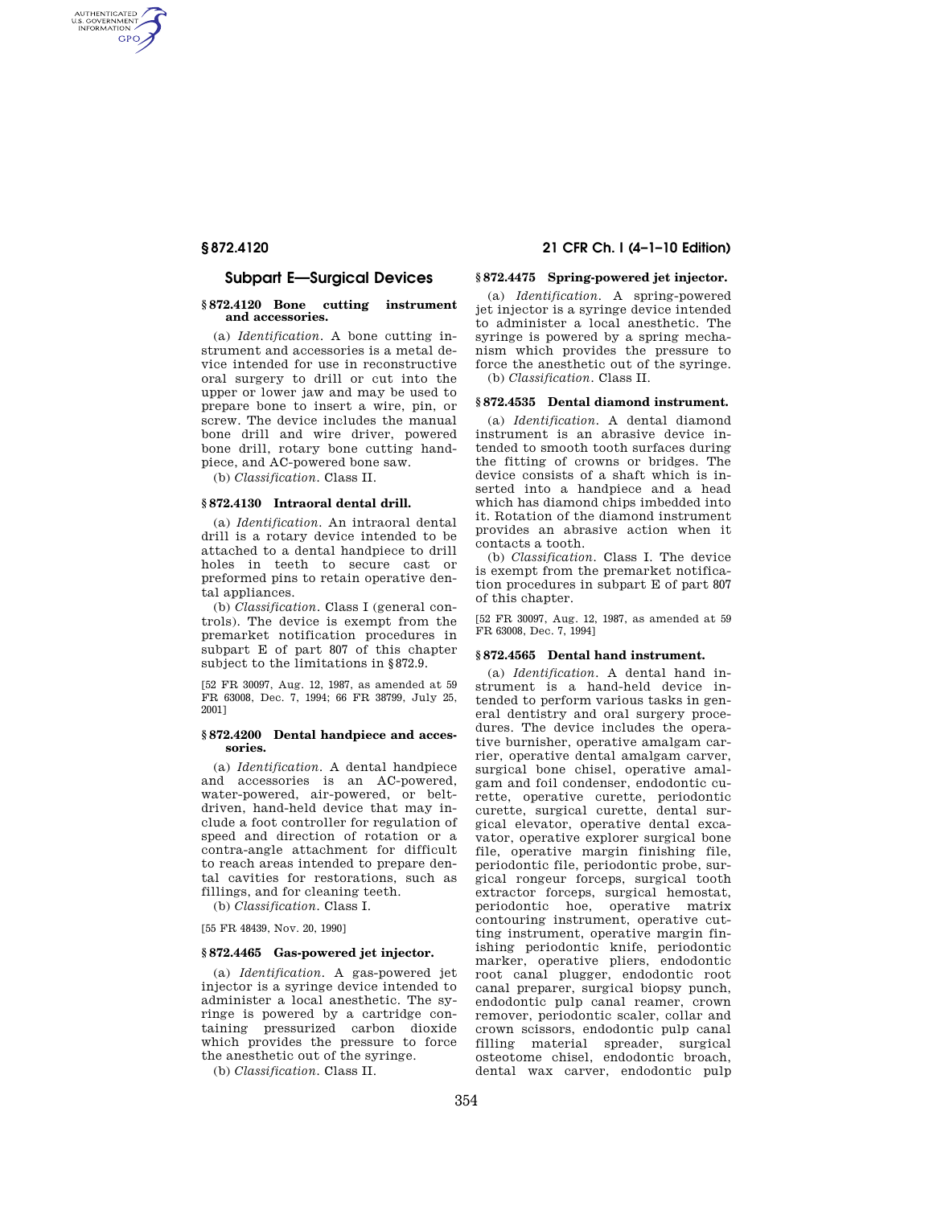## Subpart E—Surgical Devices

### § 872.4120 Bone cutting instrument and accessories.

(a) *Identification.* A bone cutting instrument and accessories is a metal device intended for use in reconstructive oral surgery to drill or cut into the upper or lower jaw and may be used to prepare bone to insert a wire, pin, or screw. The device includes the manual bone drill and wire driver, powered bone drill, rotary bone cutting handpiece, and AC-powered bone saw.

(b) *Classification.* Class II.

### § 872.4130 Intraoral dental drill.

(a) *Identification.* An intraoral dental drill is a rotary device intended to be attached to a dental handpiece to drill holes in teeth to secure cast or preformed pins to retain operative dental appliances.

(b) *Classification.* Class I (general controls). The device is exempt from the premarket notification procedures in subpart E of part 807 of this chapter subject to the limitations in § 872.9.

[52 FR 30097, Aug. 12, 1987, as amended at 59 FR 63008, Dec. 7, 1994; 66 FR 38799, July 25, 2001]

### § 872.4200 Dental handpiece and accessories.

(a) *Identification.* A dental handpiece and accessories is an AC-powered, water-powered, air-powered, or belt-driven, hand-held device that may include a foot controller for regulation of speed and direction of rotation or a contra-angle attachment for difficult to reach areas intended to prepare dental cavities for restorations, such as fillings, and for cleaning teeth.

(b) *Classification.* Class I.

[55 FR 48439, Nov. 20, 1990]

### § 872.4465 Gas-powered jet injector.

(a) *Identification.* A gas-powered jet injector is a syringe device intended to administer a local anesthetic. The syringe is powered by a cartridge containing pressurized carbon dioxide which provides the pressure to force the anesthetic out of the syringe.

(b) *Classification.* Class II.

### § 872.4475 Spring-powered jet injector.

(a) *Identification.* A spring-powered jet injector is a syringe device intended to administer a local anesthetic. The syringe is powered by a spring mechanism which provides the pressure to force the anesthetic out of the syringe.

(b) *Classification.* Class II.

### § 872.4535 Dental diamond instrument.

(a) *Identification.* A dental diamond instrument is an abrasive device intended to smooth tooth surfaces during the fitting of crowns or bridges. The device consists of a shaft which is inserted into a handpiece and a head which has diamond chips imbedded into it. Rotation of the diamond instrument provides an abrasive action when it contacts a tooth.

(b) *Classification.* Class I. The device is exempt from the premarket notification procedures in subpart E of part 807 of this chapter.

[52 FR 30097, Aug. 12, 1987, as amended at 59 FR 63008, Dec. 7, 1994]

### § 872.4565 Dental hand instrument.

(a) *Identification.* A dental hand instrument is a hand-held device intended to perform various tasks in general dentistry and oral surgery procedures. The device includes the operative burnisher, operative amalgam carrier, operative dental amalgam carver, surgical bone chisel, operative amalgam and foil condenser, endodontic curette, operative curette, periodontic curette, surgical curette, dental surgical elevator, operative dental excavator, operative explorer surgical bone file, operative margin finishing file, periodontic file, periodontic probe, surgical rongeur forceps, surgical tooth extractor forceps, surgical hemostat, periodontic hoe, operative matrix contouring instrument, operative cutting instrument, operative margin finishing periodontic knife, periodontic marker, operative pliers, endodontic root canal plugger, endodontic root canal preparer, surgical biopsy punch, endodontic pulp canal reamer, crown remover, periodontic scaler, collar and crown scissors, endodontic pulp canal filling material spreader, surgical osteotome chisel, endodontic broach, dental wax carver, endodontic pulp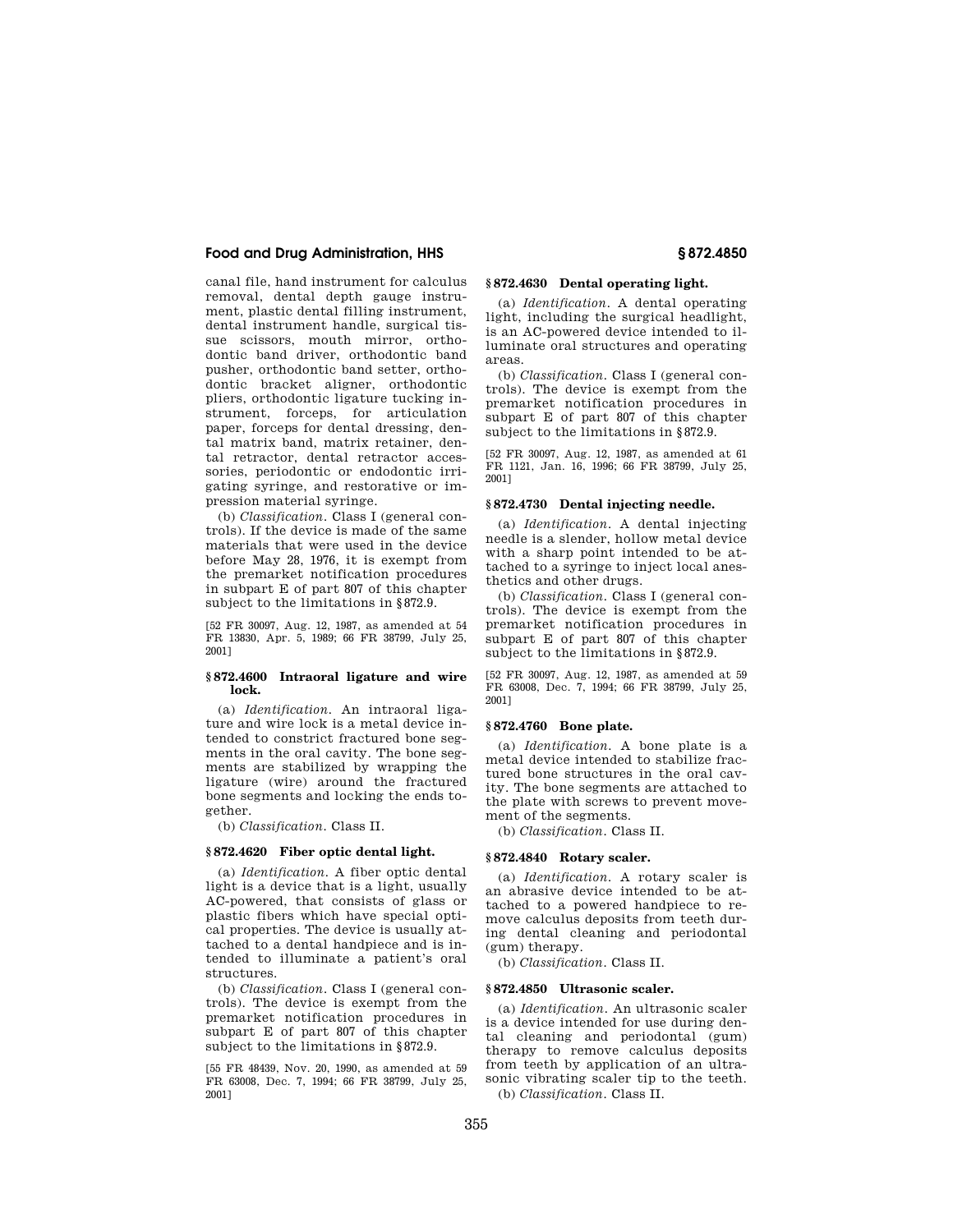canal file, hand instrument for calculus removal, dental depth gauge instrument, plastic dental filling instrument, dental instrument handle, surgical tissue scissors, mouth mirror, orthodontic band driver, orthodontic band pusher, orthodontic band setter, orthodontic bracket aligner, orthodontic pliers, orthodontic ligature tucking instrument, forceps, for articulation paper, forceps for dental dressing, dental matrix band, matrix retainer, dental retractor, dental retractor accessories, periodontic or endodontic irrigating syringe, and restorative or impression material syringe.

(b) *Classification.* Class I (general controls). If the device is made of the same materials that were used in the device before May 28, 1976, it is exempt from the premarket notification procedures in subpart E of part 807 of this chapter subject to the limitations in §872.9.

[52 FR 30097, Aug. 12, 1987, as amended at 54 FR 13830, Apr. 5, 1989; 66 FR 38799, July 25, 2001]

### §872.4600 Intraoral ligature and wire lock.

(a) *Identification.* An intraoral ligature and wire lock is a metal device intended to constrict fractured bone segments in the oral cavity. The bone segments are stabilized by wrapping the ligature (wire) around the fractured bone segments and locking the ends together.

(b) *Classification.* Class II.

### §872.4620 Fiber optic dental light.

(a) *Identification.* A fiber optic dental light is a device that is a light, usually AC-powered, that consists of glass or plastic fibers which have special optical properties. The device is usually attached to a dental handpiece and is intended to illuminate a patient's oral structures.

(b) *Classification.* Class I (general controls). The device is exempt from the premarket notification procedures in subpart E of part 807 of this chapter subject to the limitations in §872.9.

[55 FR 48439, Nov. 20, 1990, as amended at 59 FR 63008, Dec. 7, 1994; 66 FR 38799, July 25, 2001]

### §872.4630 Dental operating light.

(a) *Identification.* A dental operating light, including the surgical headlight, is an AC-powered device intended to illuminate oral structures and operating areas.

(b) *Classification.* Class I (general controls). The device is exempt from the premarket notification procedures in subpart E of part 807 of this chapter subject to the limitations in §872.9.

[52 FR 30097, Aug. 12, 1987, as amended at 61 FR 1121, Jan. 16, 1996; 66 FR 38799, July 25, 2001]

### §872.4730 Dental injecting needle.

(a) *Identification.* A dental injecting needle is a slender, hollow metal device with a sharp point intended to be attached to a syringe to inject local anesthetics and other drugs.

(b) *Classification.* Class I (general controls). The device is exempt from the premarket notification procedures in subpart E of part 807 of this chapter subject to the limitations in §872.9.

[52 FR 30097, Aug. 12, 1987, as amended at 59 FR 63008, Dec. 7, 1994; 66 FR 38799, July 25, 2001]

### §872.4760 Bone plate.

(a) *Identification.* A bone plate is a metal device intended to stabilize fractured bone structures in the oral cavity. The bone segments are attached to the plate with screws to prevent movement of the segments.

(b) *Classification.* Class II.

### §872.4840 Rotary scaler.

(a) *Identification.* A rotary scaler is an abrasive device intended to be attached to a powered handpiece to remove calculus deposits from teeth during dental cleaning and periodontal (gum) therapy.

(b) *Classification.* Class II.

### §872.4850 Ultrasonic scaler.

(a) *Identification.* An ultrasonic scaler is a device intended for use during dental cleaning and periodontal (gum) therapy to remove calculus deposits from teeth by application of an ultrasonic vibrating scaler tip to the teeth.

(b) *Classification.* Class II.